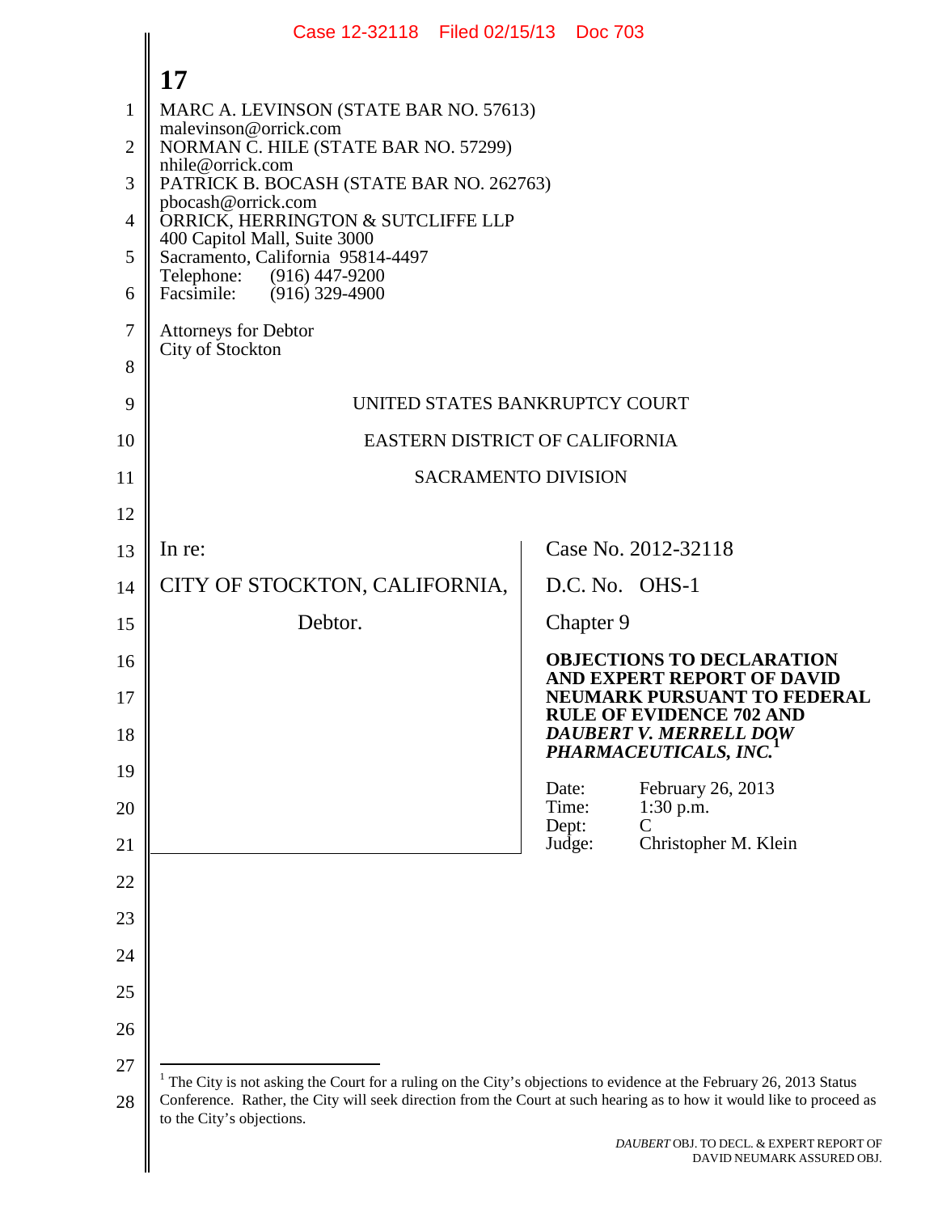MARC A. LEVINSON (STATE BAR NO. 57613)
malevinson@orrick.com
NORMAN C. HILE (STATE BAR NO. 57299)
nhile@orrick.com
PATRICK B. BOCASH (STATE BAR NO. 262763)
pbocash@orrick.com
ORRICK, HERRINGTON & SUTCLIFFE LLP
400 Capitol Mall, Suite 3000
Sacramento, California 95814-4497
Telephone: (916) 447-9200
Facsimile: (916) 329-4900

Attorneys for Debtor
City of Stockton

UNITED STATES BANKRUPTCY COURT

EASTERN DISTRICT OF CALIFORNIA

SACRAMENTO DIVISION

| | |
|---|---|
| In re:<br><br>CITY OF STOCKTON, CALIFORNIA,<br><br>Debtor. | Case No. 2012-32118<br><br>D.C. No. OHS-1<br><br>Chapter 9<br><br>**OBJECTIONS TO DECLARATION AND EXPERT REPORT OF DAVID NEUMARK PURSUANT TO FEDERAL RULE OF EVIDENCE 702 AND *DAUBERT V. MERRELL DOW PHARMACEUTICALS, INC.*[1]**<br><br>Date: February 26, 2013<br>Time: 1:30 p.m.<br>Dept: C<br>Judge: Christopher M. Klein |

[1] The City is not asking the Court for a ruling on the City's objections to evidence at the February 26, 2013 Status Conference. Rather, the City will seek direction from the Court at such hearing as to how it would like to proceed as to the City's objections.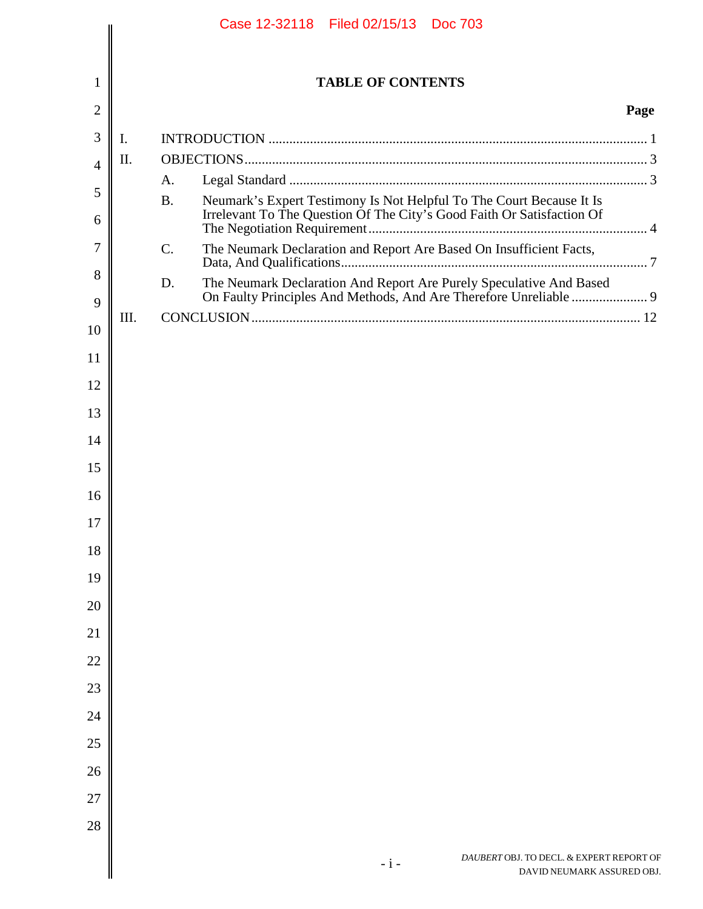# TABLE OF CONTENTS

| | | Page |
|---|---|---|
| I. | INTRODUCTION | 1 |
| II. | OBJECTIONS | 3 |
| | A. Legal Standard | 3 |
| | B. Neumark's Expert Testimony Is Not Helpful To The Court Because It Is Irrelevant To The Question Of The City's Good Faith Or Satisfaction Of The Negotiation Requirement | 4 |
| | C. The Neumark Declaration and Report Are Based On Insufficient Facts, Data, And Qualifications | 7 |
| | D. The Neumark Declaration And Report Are Purely Speculative And Based On Faulty Principles And Methods, And Are Therefore Unreliable | 9 |
| III. | CONCLUSION | 12 |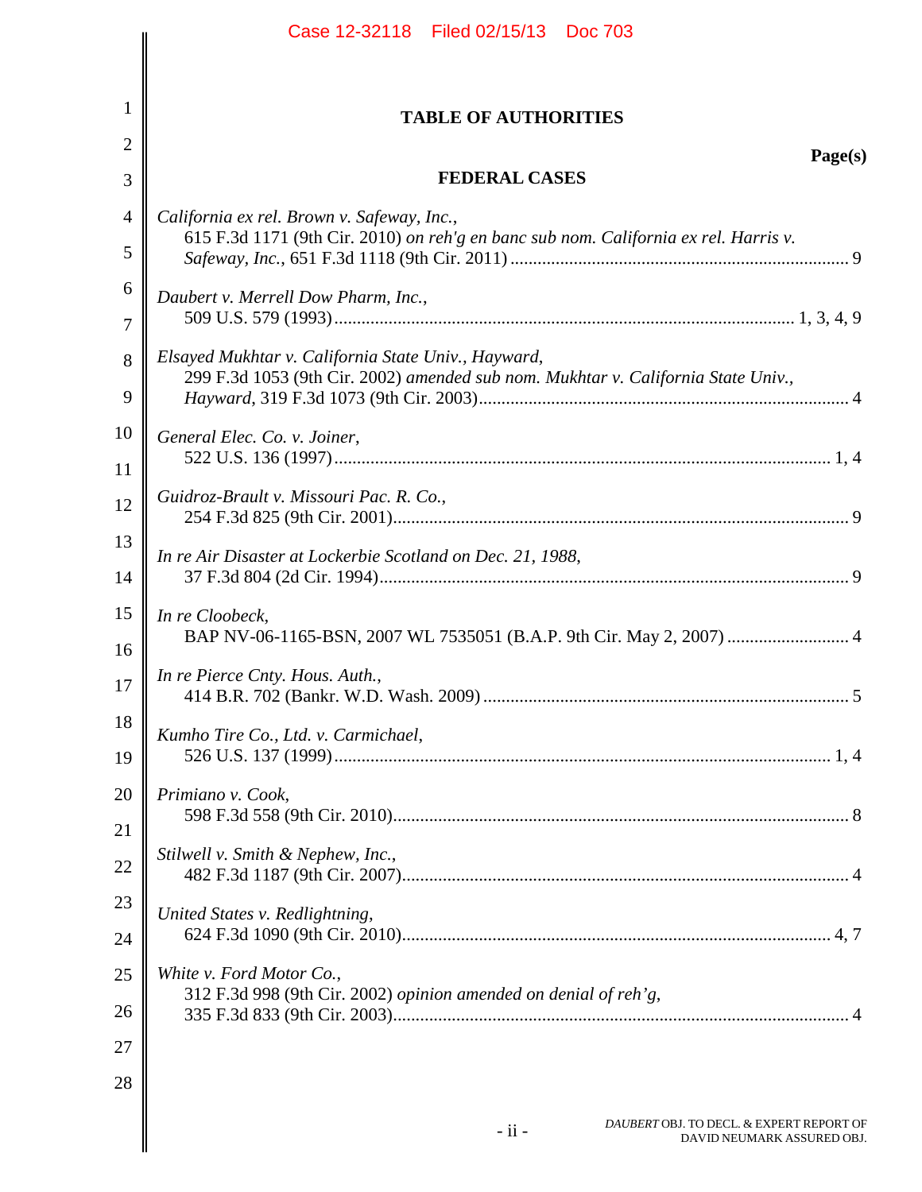# TABLE OF AUTHORITIES

**Page(s)**

## FEDERAL CASES

*California ex rel. Brown v. Safeway, Inc.*,
615 F.3d 1171 (9th Cir. 2010) *on reh'g en banc sub nom. California ex rel. Harris v. Safeway, Inc.*, 651 F.3d 1118 (9th Cir. 2011) .......... 9

*Daubert v. Merrell Dow Pharm, Inc.*,
509 U.S. 579 (1993) .......... 1, 3, 4, 9

*Elsayed Mukhtar v. California State Univ., Hayward*,
299 F.3d 1053 (9th Cir. 2002) *amended sub nom. Mukhtar v. California State Univ., Hayward*, 319 F.3d 1073 (9th Cir. 2003) .......... 4

*General Elec. Co. v. Joiner*,
522 U.S. 136 (1997) .......... 1, 4

*Guidroz-Brault v. Missouri Pac. R. Co.*,
254 F.3d 825 (9th Cir. 2001) .......... 9

*In re Air Disaster at Lockerbie Scotland on Dec. 21, 1988*,
37 F.3d 804 (2d Cir. 1994) .......... 9

*In re Cloobeck*,
BAP NV-06-1165-BSN, 2007 WL 7535051 (B.A.P. 9th Cir. May 2, 2007) .......... 4

*In re Pierce Cnty. Hous. Auth.*,
414 B.R. 702 (Bankr. W.D. Wash. 2009) .......... 5

*Kumho Tire Co., Ltd. v. Carmichael*,
526 U.S. 137 (1999) .......... 1, 4

*Primiano v. Cook*,
598 F.3d 558 (9th Cir. 2010) .......... 8

*Stilwell v. Smith & Nephew, Inc.*,
482 F.3d 1187 (9th Cir. 2007) .......... 4

*United States v. Redlightning*,
624 F.3d 1090 (9th Cir. 2010) .......... 4, 7

*White v. Ford Motor Co.*,
312 F.3d 998 (9th Cir. 2002) *opinion amended on denial of reh'g*, 335 F.3d 833 (9th Cir. 2003) .......... 4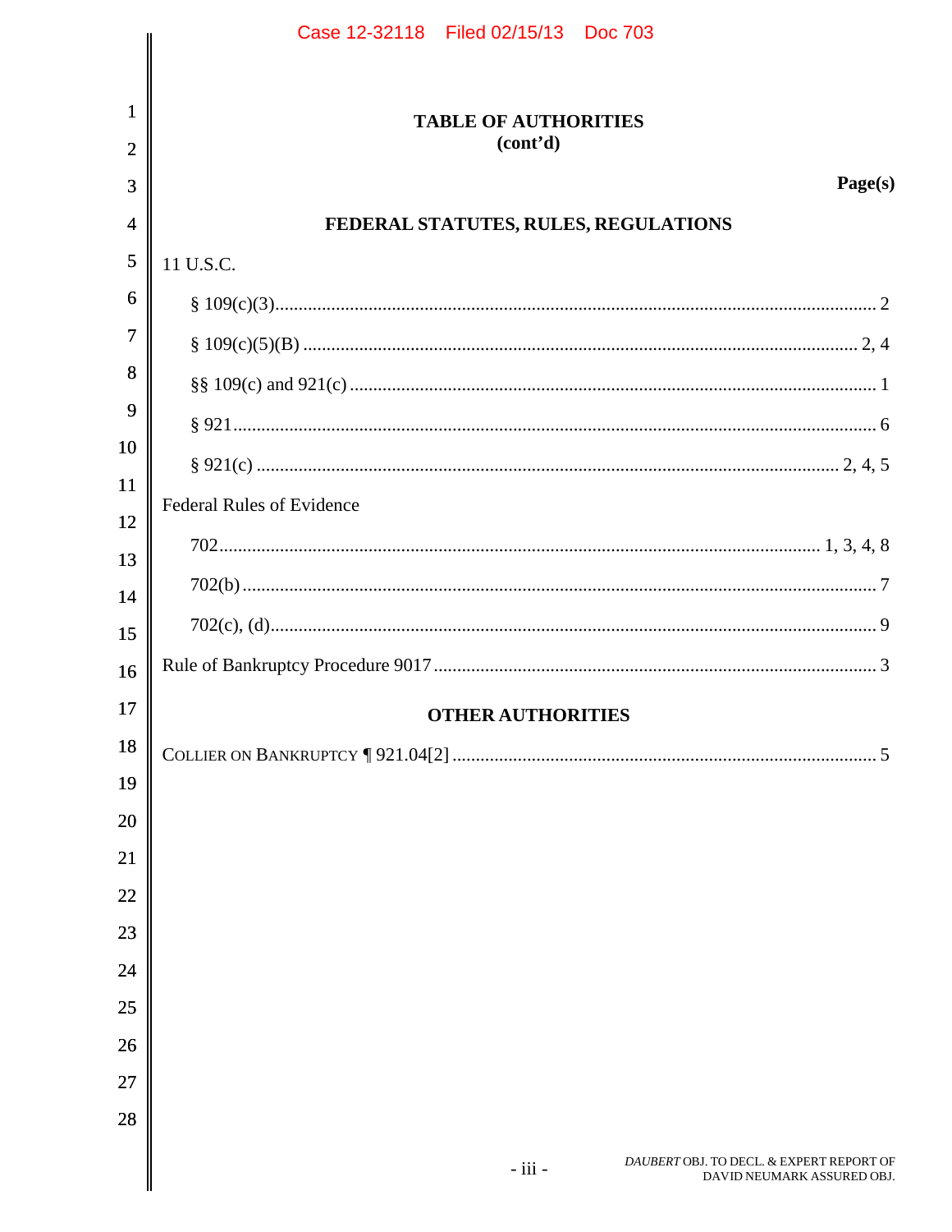## TABLE OF AUTHORITIES
(cont'd)

**Page(s)**

### FEDERAL STATUTES, RULES, REGULATIONS

11 U.S.C.

§ 109(c)(3) ........ 2

§ 109(c)(5)(B) ........ 2, 4

§§ 109(c) and 921(c) ........ 1

§ 921 ........ 6

§ 921(c) ........ 2, 4, 5

Federal Rules of Evidence

702 ........ 1, 3, 4, 8

702(b) ........ 7

702(c), (d) ........ 9

Rule of Bankruptcy Procedure 9017 ........ 3

### OTHER AUTHORITIES

COLLIER ON BANKRUPTCY ¶ 921.04[2] ........ 5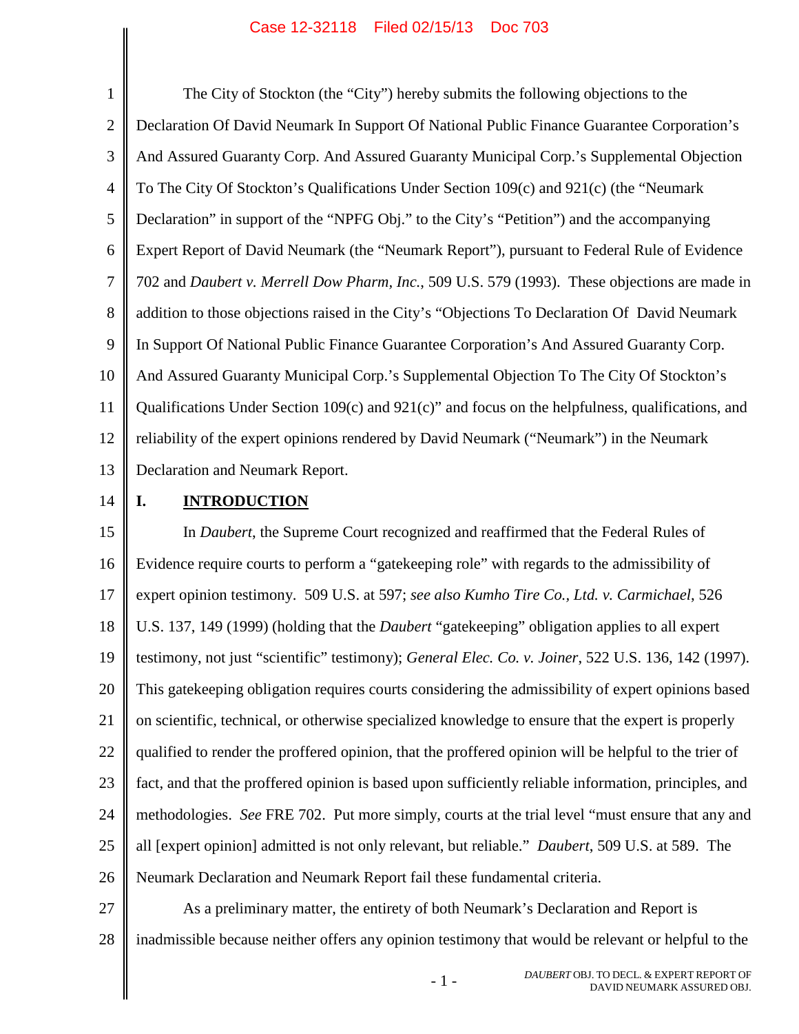The City of Stockton (the "City") hereby submits the following objections to the Declaration Of David Neumark In Support Of National Public Finance Guarantee Corporation's And Assured Guaranty Corp. And Assured Guaranty Municipal Corp.'s Supplemental Objection To The City Of Stockton's Qualifications Under Section 109(c) and 921(c) (the "Neumark Declaration" in support of the "NPFG Obj." to the City's "Petition") and the accompanying Expert Report of David Neumark (the "Neumark Report"), pursuant to Federal Rule of Evidence 702 and *Daubert v. Merrell Dow Pharm, Inc.*, 509 U.S. 579 (1993). These objections are made in addition to those objections raised in the City's "Objections To Declaration Of David Neumark In Support Of National Public Finance Guarantee Corporation's And Assured Guaranty Corp. And Assured Guaranty Municipal Corp.'s Supplemental Objection To The City Of Stockton's Qualifications Under Section 109(c) and 921(c)" and focus on the helpfulness, qualifications, and reliability of the expert opinions rendered by David Neumark ("Neumark") in the Neumark Declaration and Neumark Report.

## I. INTRODUCTION

In *Daubert*, the Supreme Court recognized and reaffirmed that the Federal Rules of Evidence require courts to perform a "gatekeeping role" with regards to the admissibility of expert opinion testimony. 509 U.S. at 597; *see also Kumho Tire Co., Ltd. v. Carmichael*, 526 U.S. 137, 149 (1999) (holding that the *Daubert* "gatekeeping" obligation applies to all expert testimony, not just "scientific" testimony); *General Elec. Co. v. Joiner*, 522 U.S. 136, 142 (1997). This gatekeeping obligation requires courts considering the admissibility of expert opinions based on scientific, technical, or otherwise specialized knowledge to ensure that the expert is properly qualified to render the proffered opinion, that the proffered opinion will be helpful to the trier of fact, and that the proffered opinion is based upon sufficiently reliable information, principles, and methodologies. *See* FRE 702. Put more simply, courts at the trial level "must ensure that any and all [expert opinion] admitted is not only relevant, but reliable." *Daubert*, 509 U.S. at 589. The Neumark Declaration and Neumark Report fail these fundamental criteria.

As a preliminary matter, the entirety of both Neumark's Declaration and Report is inadmissible because neither offers any opinion testimony that would be relevant or helpful to the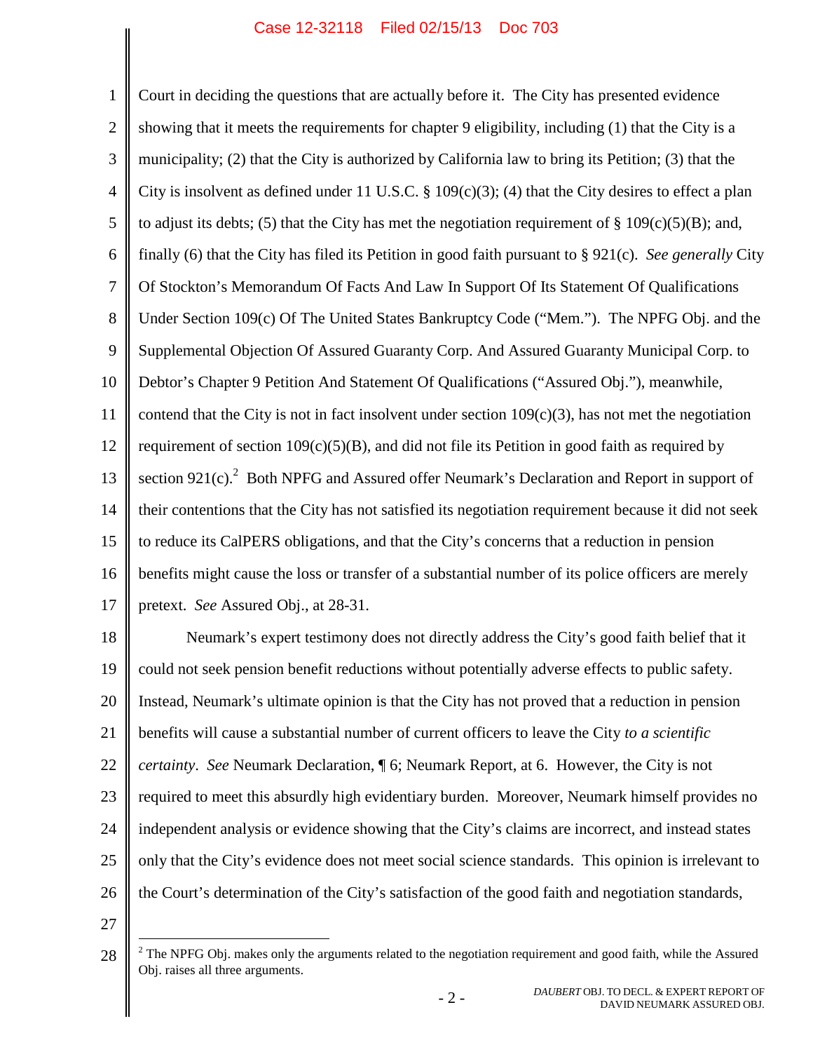Court in deciding the questions that are actually before it. The City has presented evidence showing that it meets the requirements for chapter 9 eligibility, including (1) that the City is a municipality; (2) that the City is authorized by California law to bring its Petition; (3) that the City is insolvent as defined under 11 U.S.C. § 109(c)(3); (4) that the City desires to effect a plan to adjust its debts; (5) that the City has met the negotiation requirement of § 109(c)(5)(B); and, finally (6) that the City has filed its Petition in good faith pursuant to § 921(c). *See generally* City Of Stockton's Memorandum Of Facts And Law In Support Of Its Statement Of Qualifications Under Section 109(c) Of The United States Bankruptcy Code ("Mem."). The NPFG Obj. and the Supplemental Objection Of Assured Guaranty Corp. And Assured Guaranty Municipal Corp. to Debtor's Chapter 9 Petition And Statement Of Qualifications ("Assured Obj."), meanwhile, contend that the City is not in fact insolvent under section 109(c)(3), has not met the negotiation requirement of section 109(c)(5)(B), and did not file its Petition in good faith as required by section 921(c).[2] Both NPFG and Assured offer Neumark's Declaration and Report in support of their contentions that the City has not satisfied its negotiation requirement because it did not seek to reduce its CalPERS obligations, and that the City's concerns that a reduction in pension benefits might cause the loss or transfer of a substantial number of its police officers are merely pretext. *See* Assured Obj., at 28-31.

Neumark's expert testimony does not directly address the City's good faith belief that it could not seek pension benefit reductions without potentially adverse effects to public safety. Instead, Neumark's ultimate opinion is that the City has not proved that a reduction in pension benefits will cause a substantial number of current officers to leave the City *to a scientific certainty*. *See* Neumark Declaration, ¶ 6; Neumark Report, at 6. However, the City is not required to meet this absurdly high evidentiary burden. Moreover, Neumark himself provides no independent analysis or evidence showing that the City's claims are incorrect, and instead states only that the City's evidence does not meet social science standards. This opinion is irrelevant to the Court's determination of the City's satisfaction of the good faith and negotiation standards,

[2] The NPFG Obj. makes only the arguments related to the negotiation requirement and good faith, while the Assured Obj. raises all three arguments.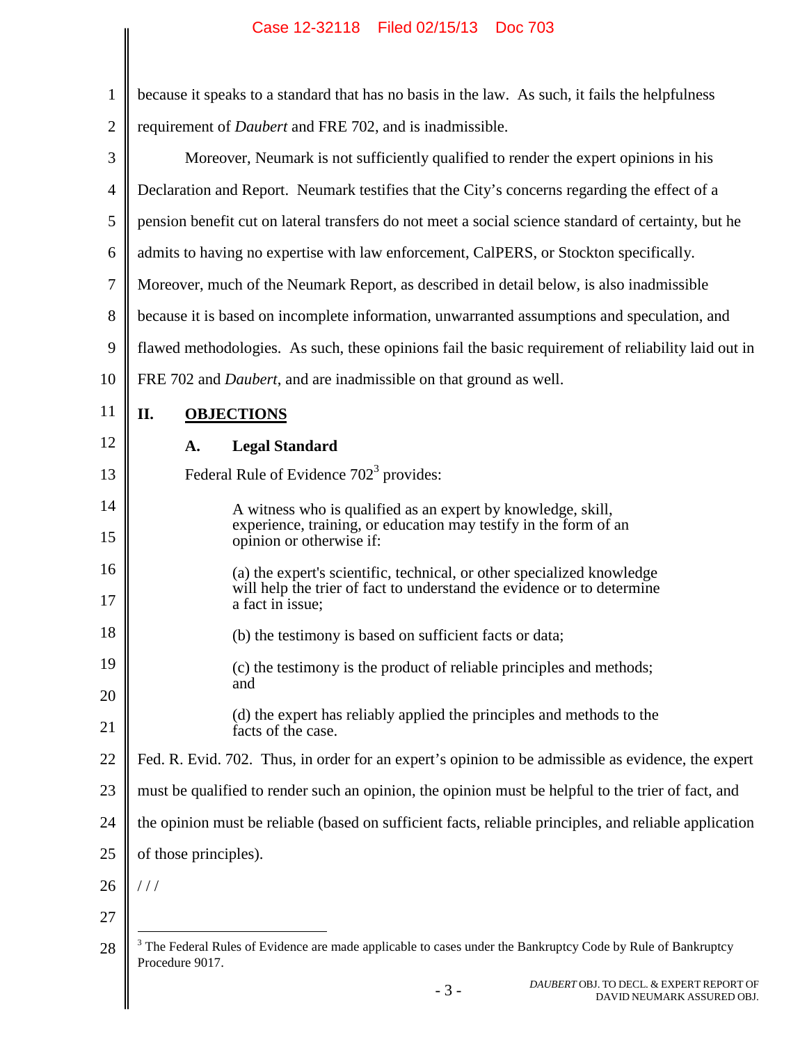because it speaks to a standard that has no basis in the law. As such, it fails the helpfulness requirement of *Daubert* and FRE 702, and is inadmissible.

Moreover, Neumark is not sufficiently qualified to render the expert opinions in his Declaration and Report. Neumark testifies that the City's concerns regarding the effect of a pension benefit cut on lateral transfers do not meet a social science standard of certainty, but he admits to having no expertise with law enforcement, CalPERS, or Stockton specifically. Moreover, much of the Neumark Report, as described in detail below, is also inadmissible because it is based on incomplete information, unwarranted assumptions and speculation, and flawed methodologies. As such, these opinions fail the basic requirement of reliability laid out in FRE 702 and *Daubert*, and are inadmissible on that ground as well.

## II. OBJECTIONS

### A. Legal Standard

Federal Rule of Evidence 702[3] provides:

> A witness who is qualified as an expert by knowledge, skill, experience, training, or education may testify in the form of an opinion or otherwise if:
>
> (a) the expert's scientific, technical, or other specialized knowledge will help the trier of fact to understand the evidence or to determine a fact in issue;
>
> (b) the testimony is based on sufficient facts or data;
>
> (c) the testimony is the product of reliable principles and methods; and
>
> (d) the expert has reliably applied the principles and methods to the facts of the case.

Fed. R. Evid. 702. Thus, in order for an expert's opinion to be admissible as evidence, the expert must be qualified to render such an opinion, the opinion must be helpful to the trier of fact, and the opinion must be reliable (based on sufficient facts, reliable principles, and reliable application of those principles).

/ / /

[3] The Federal Rules of Evidence are made applicable to cases under the Bankruptcy Code by Rule of Bankruptcy Procedure 9017.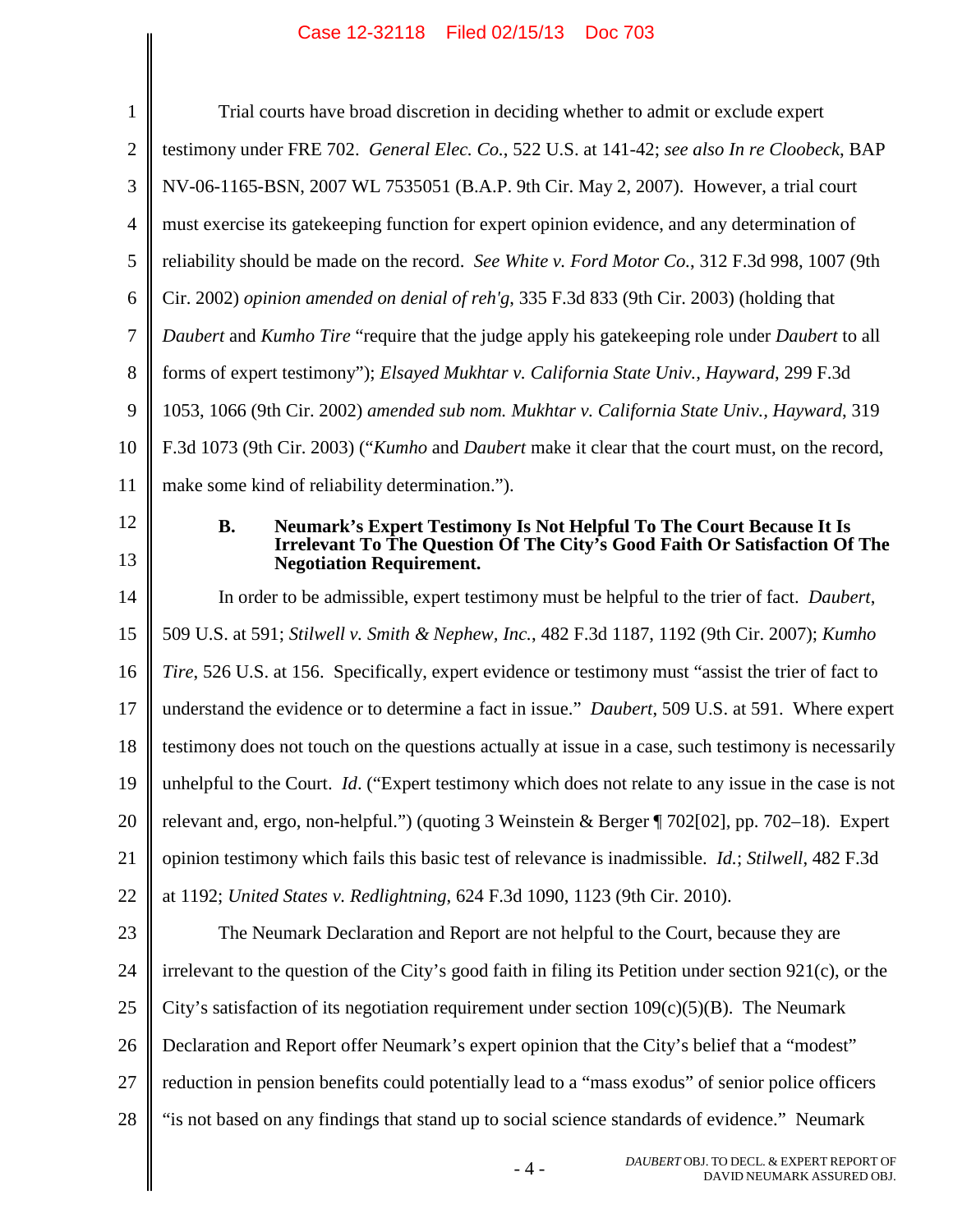Trial courts have broad discretion in deciding whether to admit or exclude expert testimony under FRE 702. *General Elec. Co.*, 522 U.S. at 141-42; *see also In re Cloobeck*, BAP NV-06-1165-BSN, 2007 WL 7535051 (B.A.P. 9th Cir. May 2, 2007). However, a trial court must exercise its gatekeeping function for expert opinion evidence, and any determination of reliability should be made on the record. *See White v. Ford Motor Co.*, 312 F.3d 998, 1007 (9th Cir. 2002) *opinion amended on denial of reh'g*, 335 F.3d 833 (9th Cir. 2003) (holding that *Daubert* and *Kumho Tire* "require that the judge apply his gatekeeping role under *Daubert* to all forms of expert testimony"); *Elsayed Mukhtar v. California State Univ., Hayward*, 299 F.3d 1053, 1066 (9th Cir. 2002) *amended sub nom. Mukhtar v. California State Univ., Hayward*, 319 F.3d 1073 (9th Cir. 2003) ("*Kumho* and *Daubert* make it clear that the court must, on the record, make some kind of reliability determination.").

### B. Neumark's Expert Testimony Is Not Helpful To The Court Because It Is Irrelevant To The Question Of The City's Good Faith Or Satisfaction Of The Negotiation Requirement.

In order to be admissible, expert testimony must be helpful to the trier of fact. *Daubert*, 509 U.S. at 591; *Stilwell v. Smith & Nephew, Inc.*, 482 F.3d 1187, 1192 (9th Cir. 2007); *Kumho Tire*, 526 U.S. at 156. Specifically, expert evidence or testimony must "assist the trier of fact to understand the evidence or to determine a fact in issue." *Daubert*, 509 U.S. at 591. Where expert testimony does not touch on the questions actually at issue in a case, such testimony is necessarily unhelpful to the Court. *Id*. ("Expert testimony which does not relate to any issue in the case is not relevant and, ergo, non-helpful.") (quoting 3 Weinstein & Berger ¶ 702[02], pp. 702–18). Expert opinion testimony which fails this basic test of relevance is inadmissible. *Id.*; *Stilwell*, 482 F.3d at 1192; *United States v. Redlightning*, 624 F.3d 1090, 1123 (9th Cir. 2010).

The Neumark Declaration and Report are not helpful to the Court, because they are irrelevant to the question of the City's good faith in filing its Petition under section 921(c), or the City's satisfaction of its negotiation requirement under section 109(c)(5)(B). The Neumark Declaration and Report offer Neumark's expert opinion that the City's belief that a "modest" reduction in pension benefits could potentially lead to a "mass exodus" of senior police officers "is not based on any findings that stand up to social science standards of evidence." Neumark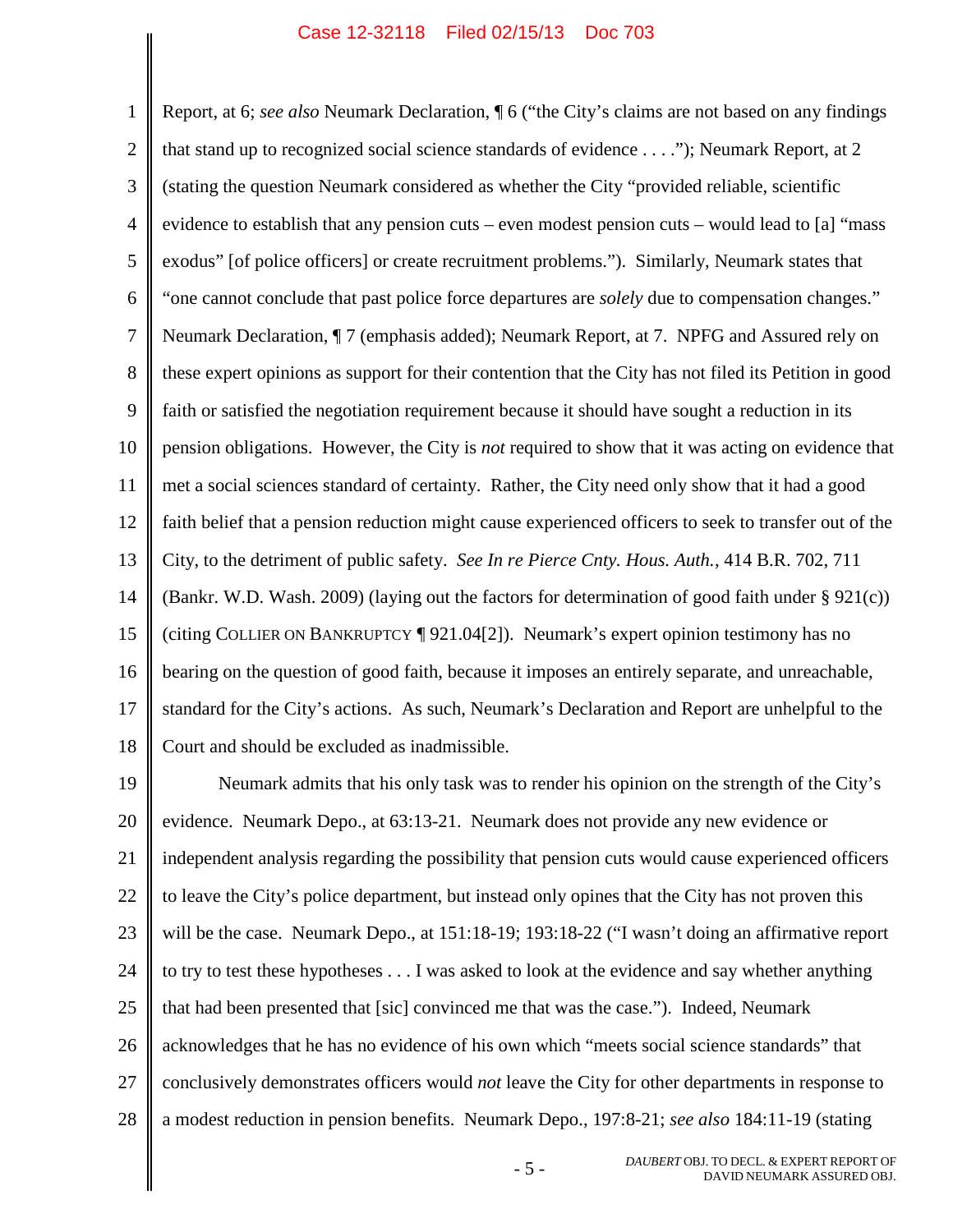Report, at 6; *see also* Neumark Declaration, ¶ 6 ("the City's claims are not based on any findings that stand up to recognized social science standards of evidence . . . ."); Neumark Report, at 2 (stating the question Neumark considered as whether the City "provided reliable, scientific evidence to establish that any pension cuts – even modest pension cuts – would lead to [a] "mass exodus" [of police officers] or create recruitment problems."). Similarly, Neumark states that "one cannot conclude that past police force departures are *solely* due to compensation changes." Neumark Declaration, ¶ 7 (emphasis added); Neumark Report, at 7. NPFG and Assured rely on these expert opinions as support for their contention that the City has not filed its Petition in good faith or satisfied the negotiation requirement because it should have sought a reduction in its pension obligations. However, the City is *not* required to show that it was acting on evidence that met a social sciences standard of certainty. Rather, the City need only show that it had a good faith belief that a pension reduction might cause experienced officers to seek to transfer out of the City, to the detriment of public safety. *See In re Pierce Cnty. Hous. Auth.*, 414 B.R. 702, 711 (Bankr. W.D. Wash. 2009) (laying out the factors for determination of good faith under § 921(c)) (citing COLLIER ON BANKRUPTCY ¶ 921.04[2]). Neumark's expert opinion testimony has no bearing on the question of good faith, because it imposes an entirely separate, and unreachable, standard for the City's actions. As such, Neumark's Declaration and Report are unhelpful to the Court and should be excluded as inadmissible.

Neumark admits that his only task was to render his opinion on the strength of the City's evidence. Neumark Depo., at 63:13-21. Neumark does not provide any new evidence or independent analysis regarding the possibility that pension cuts would cause experienced officers to leave the City's police department, but instead only opines that the City has not proven this will be the case. Neumark Depo., at 151:18-19; 193:18-22 ("I wasn't doing an affirmative report to try to test these hypotheses . . . I was asked to look at the evidence and say whether anything that had been presented that [sic] convinced me that was the case."). Indeed, Neumark acknowledges that he has no evidence of his own which "meets social science standards" that conclusively demonstrates officers would *not* leave the City for other departments in response to a modest reduction in pension benefits. Neumark Depo., 197:8-21; *see also* 184:11-19 (stating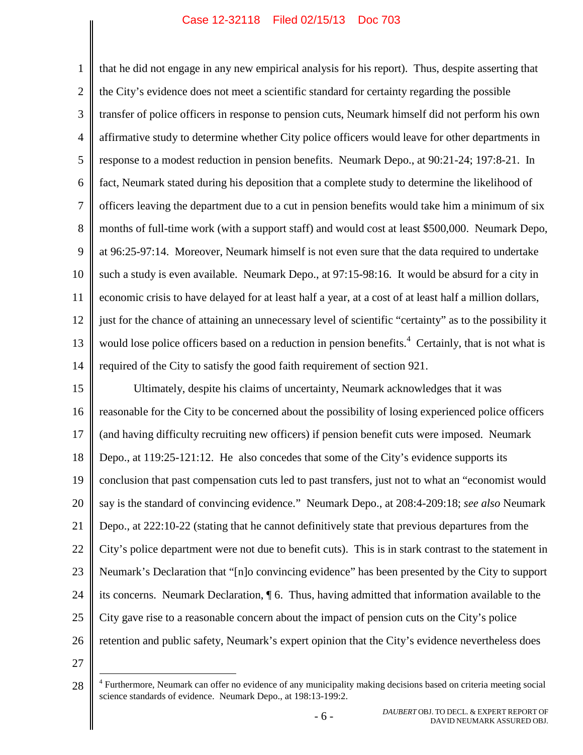that he did not engage in any new empirical analysis for his report). Thus, despite asserting that the City's evidence does not meet a scientific standard for certainty regarding the possible transfer of police officers in response to pension cuts, Neumark himself did not perform his own affirmative study to determine whether City police officers would leave for other departments in response to a modest reduction in pension benefits. Neumark Depo., at 90:21-24; 197:8-21. In fact, Neumark stated during his deposition that a complete study to determine the likelihood of officers leaving the department due to a cut in pension benefits would take him a minimum of six months of full-time work (with a support staff) and would cost at least $500,000. Neumark Depo, at 96:25-97:14. Moreover, Neumark himself is not even sure that the data required to undertake such a study is even available. Neumark Depo., at 97:15-98:16. It would be absurd for a city in economic crisis to have delayed for at least half a year, at a cost of at least half a million dollars, just for the chance of attaining an unnecessary level of scientific "certainty" as to the possibility it would lose police officers based on a reduction in pension benefits.[4] Certainly, that is not what is required of the City to satisfy the good faith requirement of section 921.

Ultimately, despite his claims of uncertainty, Neumark acknowledges that it was reasonable for the City to be concerned about the possibility of losing experienced police officers (and having difficulty recruiting new officers) if pension benefit cuts were imposed. Neumark Depo., at 119:25-121:12. He also concedes that some of the City's evidence supports its conclusion that past compensation cuts led to past transfers, just not to what an "economist would say is the standard of convincing evidence." Neumark Depo., at 208:4-209:18; *see also* Neumark Depo., at 222:10-22 (stating that he cannot definitively state that previous departures from the City's police department were not due to benefit cuts). This is in stark contrast to the statement in Neumark's Declaration that "[n]o convincing evidence" has been presented by the City to support its concerns. Neumark Declaration, ¶ 6. Thus, having admitted that information available to the City gave rise to a reasonable concern about the impact of pension cuts on the City's police retention and public safety, Neumark's expert opinion that the City's evidence nevertheless does

[4] Furthermore, Neumark can offer no evidence of any municipality making decisions based on criteria meeting social science standards of evidence. Neumark Depo., at 198:13-199:2.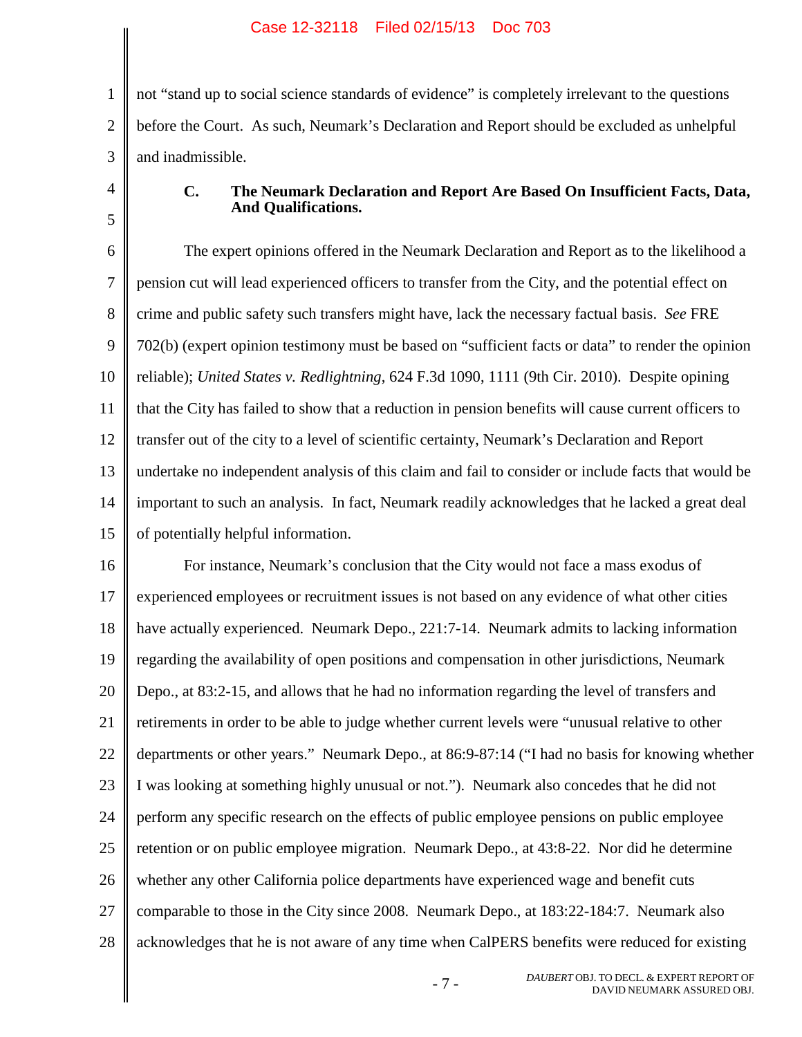not "stand up to social science standards of evidence" is completely irrelevant to the questions before the Court. As such, Neumark's Declaration and Report should be excluded as unhelpful and inadmissible.

### C. The Neumark Declaration and Report Are Based On Insufficient Facts, Data, And Qualifications.

The expert opinions offered in the Neumark Declaration and Report as to the likelihood a pension cut will lead experienced officers to transfer from the City, and the potential effect on crime and public safety such transfers might have, lack the necessary factual basis. *See* FRE 702(b) (expert opinion testimony must be based on "sufficient facts or data" to render the opinion reliable); *United States v. Redlightning*, 624 F.3d 1090, 1111 (9th Cir. 2010). Despite opining that the City has failed to show that a reduction in pension benefits will cause current officers to transfer out of the city to a level of scientific certainty, Neumark's Declaration and Report undertake no independent analysis of this claim and fail to consider or include facts that would be important to such an analysis. In fact, Neumark readily acknowledges that he lacked a great deal of potentially helpful information.

For instance, Neumark's conclusion that the City would not face a mass exodus of experienced employees or recruitment issues is not based on any evidence of what other cities have actually experienced. Neumark Depo., 221:7-14. Neumark admits to lacking information regarding the availability of open positions and compensation in other jurisdictions, Neumark Depo., at 83:2-15, and allows that he had no information regarding the level of transfers and retirements in order to be able to judge whether current levels were "unusual relative to other departments or other years." Neumark Depo., at 86:9-87:14 ("I had no basis for knowing whether I was looking at something highly unusual or not."). Neumark also concedes that he did not perform any specific research on the effects of public employee pensions on public employee retention or on public employee migration. Neumark Depo., at 43:8-22. Nor did he determine whether any other California police departments have experienced wage and benefit cuts comparable to those in the City since 2008. Neumark Depo., at 183:22-184:7. Neumark also acknowledges that he is not aware of any time when CalPERS benefits were reduced for existing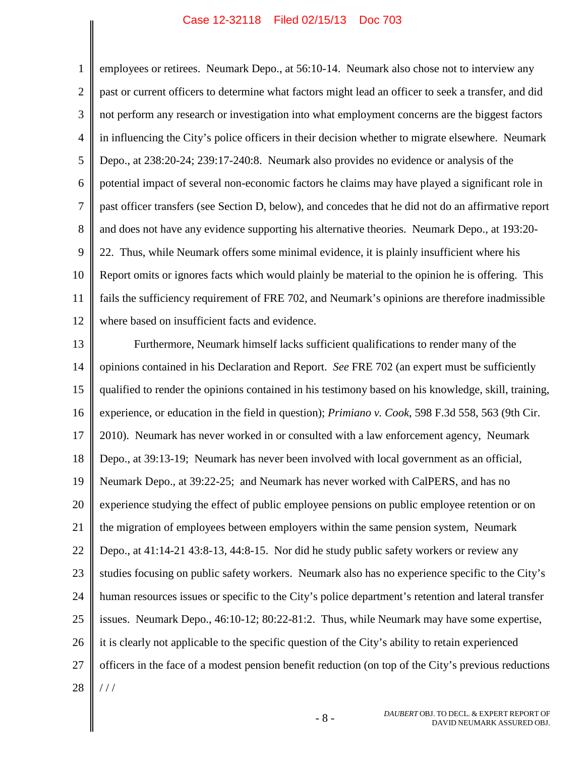employees or retirees. Neumark Depo., at 56:10-14. Neumark also chose not to interview any past or current officers to determine what factors might lead an officer to seek a transfer, and did not perform any research or investigation into what employment concerns are the biggest factors in influencing the City's police officers in their decision whether to migrate elsewhere. Neumark Depo., at 238:20-24; 239:17-240:8. Neumark also provides no evidence or analysis of the potential impact of several non-economic factors he claims may have played a significant role in past officer transfers (see Section D, below), and concedes that he did not do an affirmative report and does not have any evidence supporting his alternative theories. Neumark Depo., at 193:20-22. Thus, while Neumark offers some minimal evidence, it is plainly insufficient where his Report omits or ignores facts which would plainly be material to the opinion he is offering. This fails the sufficiency requirement of FRE 702, and Neumark's opinions are therefore inadmissible where based on insufficient facts and evidence.

Furthermore, Neumark himself lacks sufficient qualifications to render many of the opinions contained in his Declaration and Report. *See* FRE 702 (an expert must be sufficiently qualified to render the opinions contained in his testimony based on his knowledge, skill, training, experience, or education in the field in question); *Primiano v. Cook*, 598 F.3d 558, 563 (9th Cir. 2010). Neumark has never worked in or consulted with a law enforcement agency, Neumark Depo., at 39:13-19; Neumark has never been involved with local government as an official, Neumark Depo., at 39:22-25; and Neumark has never worked with CalPERS, and has no experience studying the effect of public employee pensions on public employee retention or on the migration of employees between employers within the same pension system, Neumark Depo., at 41:14-21 43:8-13, 44:8-15. Nor did he study public safety workers or review any studies focusing on public safety workers. Neumark also has no experience specific to the City's human resources issues or specific to the City's police department's retention and lateral transfer issues. Neumark Depo., 46:10-12; 80:22-81:2. Thus, while Neumark may have some expertise, it is clearly not applicable to the specific question of the City's ability to retain experienced officers in the face of a modest pension benefit reduction (on top of the City's previous reductions

/ / /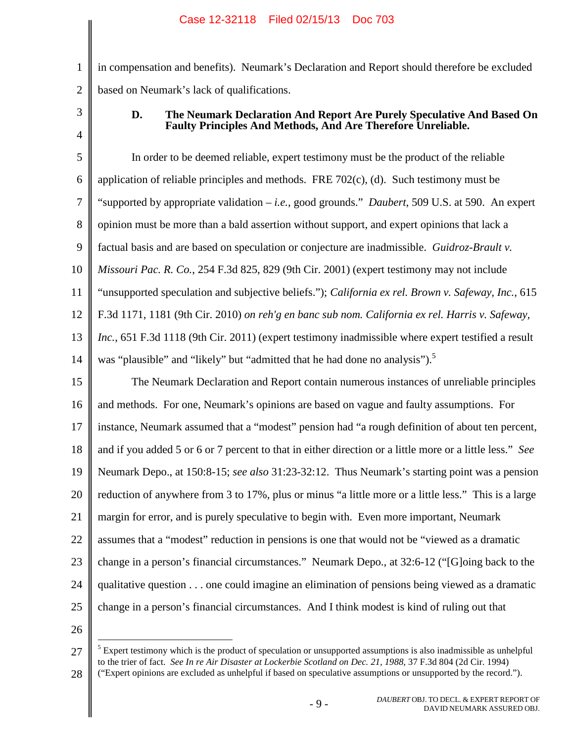in compensation and benefits). Neumark's Declaration and Report should therefore be excluded based on Neumark's lack of qualifications.

### D. The Neumark Declaration And Report Are Purely Speculative And Based On Faulty Principles And Methods, And Are Therefore Unreliable.

In order to be deemed reliable, expert testimony must be the product of the reliable application of reliable principles and methods. FRE 702(c), (d). Such testimony must be "supported by appropriate validation – *i.e.*, good grounds." *Daubert*, 509 U.S. at 590. An expert opinion must be more than a bald assertion without support, and expert opinions that lack a factual basis and are based on speculation or conjecture are inadmissible. *Guidroz-Brault v. Missouri Pac. R. Co.*, 254 F.3d 825, 829 (9th Cir. 2001) (expert testimony may not include "unsupported speculation and subjective beliefs."); *California ex rel. Brown v. Safeway, Inc.*, 615 F.3d 1171, 1181 (9th Cir. 2010) *on reh'g en banc sub nom. California ex rel. Harris v. Safeway, Inc.*, 651 F.3d 1118 (9th Cir. 2011) (expert testimony inadmissible where expert testified a result was "plausible" and "likely" but "admitted that he had done no analysis").[5]

The Neumark Declaration and Report contain numerous instances of unreliable principles and methods. For one, Neumark's opinions are based on vague and faulty assumptions. For instance, Neumark assumed that a "modest" pension had "a rough definition of about ten percent, and if you added 5 or 6 or 7 percent to that in either direction or a little more or a little less." *See* Neumark Depo., at 150:8-15; *see also* 31:23-32:12. Thus Neumark's starting point was a pension reduction of anywhere from 3 to 17%, plus or minus "a little more or a little less." This is a large margin for error, and is purely speculative to begin with. Even more important, Neumark assumes that a "modest" reduction in pensions is one that would not be "viewed as a dramatic change in a person's financial circumstances." Neumark Depo., at 32:6-12 ("[G]oing back to the qualitative question . . . one could imagine an elimination of pensions being viewed as a dramatic change in a person's financial circumstances. And I think modest is kind of ruling out that

[5] Expert testimony which is the product of speculation or unsupported assumptions is also inadmissible as unhelpful to the trier of fact. *See In re Air Disaster at Lockerbie Scotland on Dec. 21, 1988*, 37 F.3d 804 (2d Cir. 1994) ("Expert opinions are excluded as unhelpful if based on speculative assumptions or unsupported by the record.").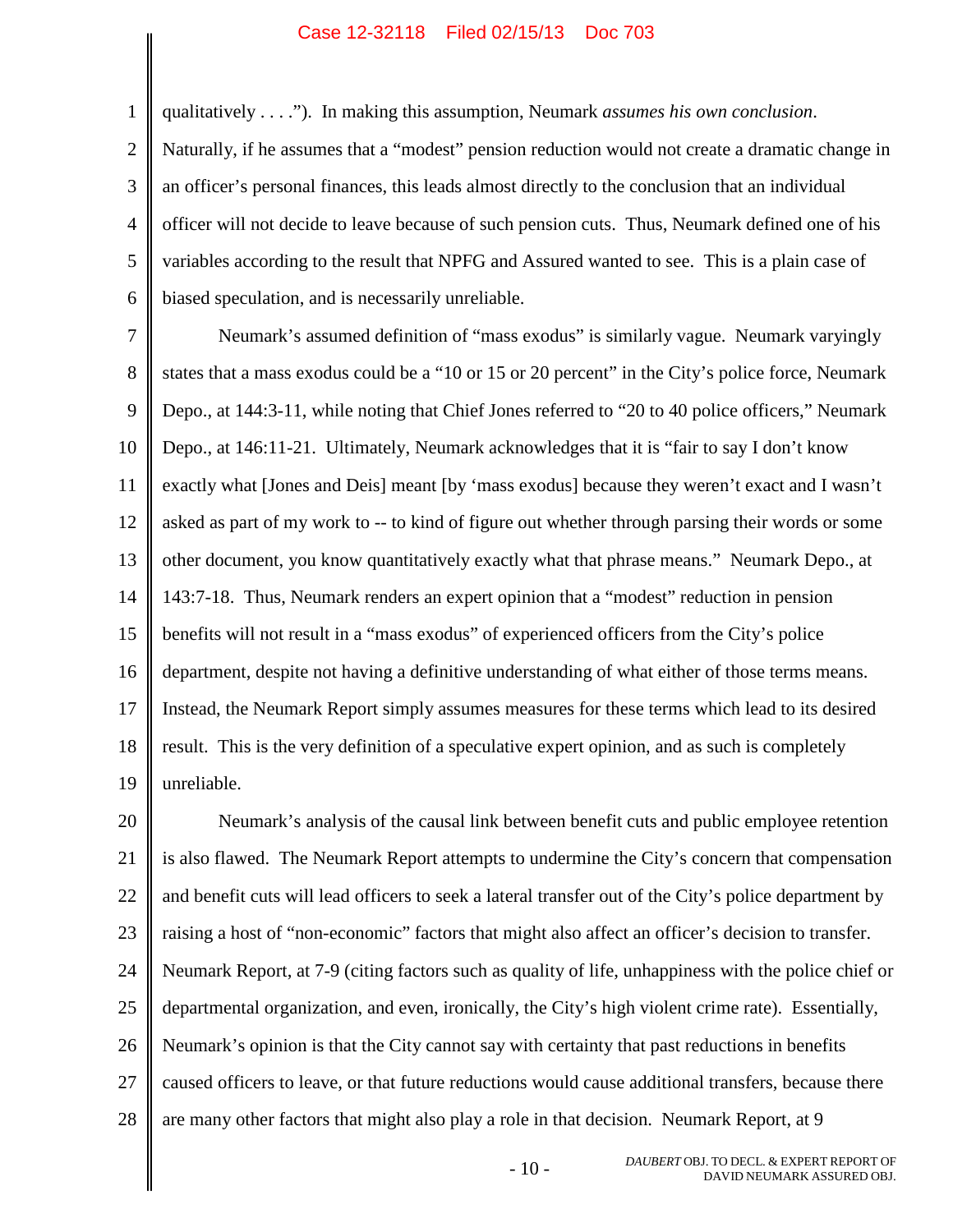qualitatively . . . ."). In making this assumption, Neumark *assumes his own conclusion*. Naturally, if he assumes that a "modest" pension reduction would not create a dramatic change in an officer's personal finances, this leads almost directly to the conclusion that an individual officer will not decide to leave because of such pension cuts. Thus, Neumark defined one of his variables according to the result that NPFG and Assured wanted to see. This is a plain case of biased speculation, and is necessarily unreliable.

Neumark's assumed definition of "mass exodus" is similarly vague. Neumark varyingly states that a mass exodus could be a "10 or 15 or 20 percent" in the City's police force, Neumark Depo., at 144:3-11, while noting that Chief Jones referred to "20 to 40 police officers," Neumark Depo., at 146:11-21. Ultimately, Neumark acknowledges that it is "fair to say I don't know exactly what [Jones and Deis] meant [by 'mass exodus] because they weren't exact and I wasn't asked as part of my work to -- to kind of figure out whether through parsing their words or some other document, you know quantitatively exactly what that phrase means." Neumark Depo., at 143:7-18. Thus, Neumark renders an expert opinion that a "modest" reduction in pension benefits will not result in a "mass exodus" of experienced officers from the City's police department, despite not having a definitive understanding of what either of those terms means. Instead, the Neumark Report simply assumes measures for these terms which lead to its desired result. This is the very definition of a speculative expert opinion, and as such is completely unreliable.

Neumark's analysis of the causal link between benefit cuts and public employee retention is also flawed. The Neumark Report attempts to undermine the City's concern that compensation and benefit cuts will lead officers to seek a lateral transfer out of the City's police department by raising a host of "non-economic" factors that might also affect an officer's decision to transfer. Neumark Report, at 7-9 (citing factors such as quality of life, unhappiness with the police chief or departmental organization, and even, ironically, the City's high violent crime rate). Essentially, Neumark's opinion is that the City cannot say with certainty that past reductions in benefits caused officers to leave, or that future reductions would cause additional transfers, because there are many other factors that might also play a role in that decision. Neumark Report, at 9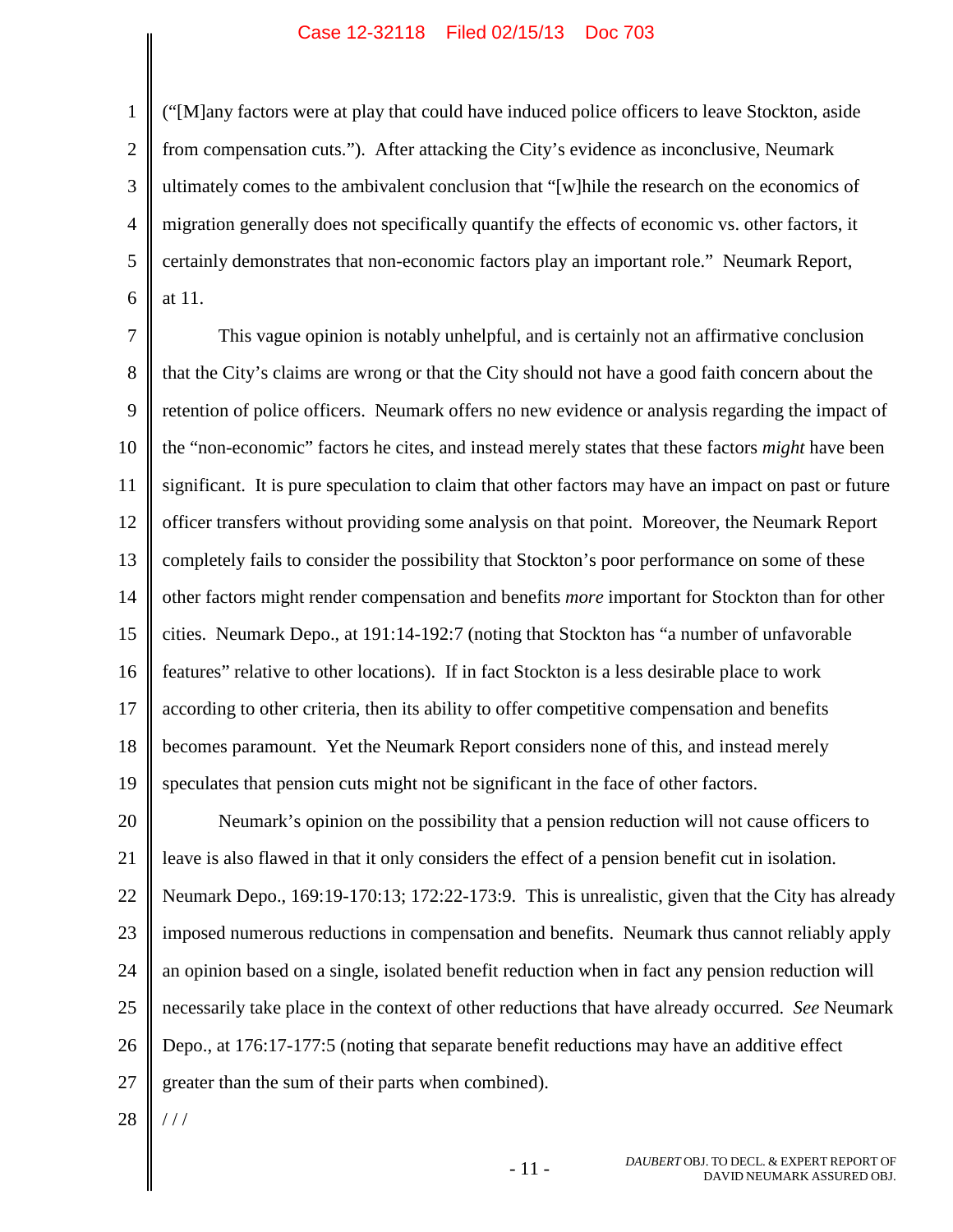("[M]any factors were at play that could have induced police officers to leave Stockton, aside from compensation cuts."). After attacking the City's evidence as inconclusive, Neumark ultimately comes to the ambivalent conclusion that "[w]hile the research on the economics of migration generally does not specifically quantify the effects of economic vs. other factors, it certainly demonstrates that non-economic factors play an important role." Neumark Report, at 11.

This vague opinion is notably unhelpful, and is certainly not an affirmative conclusion that the City's claims are wrong or that the City should not have a good faith concern about the retention of police officers. Neumark offers no new evidence or analysis regarding the impact of the "non-economic" factors he cites, and instead merely states that these factors *might* have been significant. It is pure speculation to claim that other factors may have an impact on past or future officer transfers without providing some analysis on that point. Moreover, the Neumark Report completely fails to consider the possibility that Stockton's poor performance on some of these other factors might render compensation and benefits *more* important for Stockton than for other cities. Neumark Depo., at 191:14-192:7 (noting that Stockton has "a number of unfavorable features" relative to other locations). If in fact Stockton is a less desirable place to work according to other criteria, then its ability to offer competitive compensation and benefits becomes paramount. Yet the Neumark Report considers none of this, and instead merely speculates that pension cuts might not be significant in the face of other factors.

Neumark's opinion on the possibility that a pension reduction will not cause officers to leave is also flawed in that it only considers the effect of a pension benefit cut in isolation. Neumark Depo., 169:19-170:13; 172:22-173:9. This is unrealistic, given that the City has already imposed numerous reductions in compensation and benefits. Neumark thus cannot reliably apply an opinion based on a single, isolated benefit reduction when in fact any pension reduction will necessarily take place in the context of other reductions that have already occurred. *See* Neumark Depo., at 176:17-177:5 (noting that separate benefit reductions may have an additive effect greater than the sum of their parts when combined).

/ / /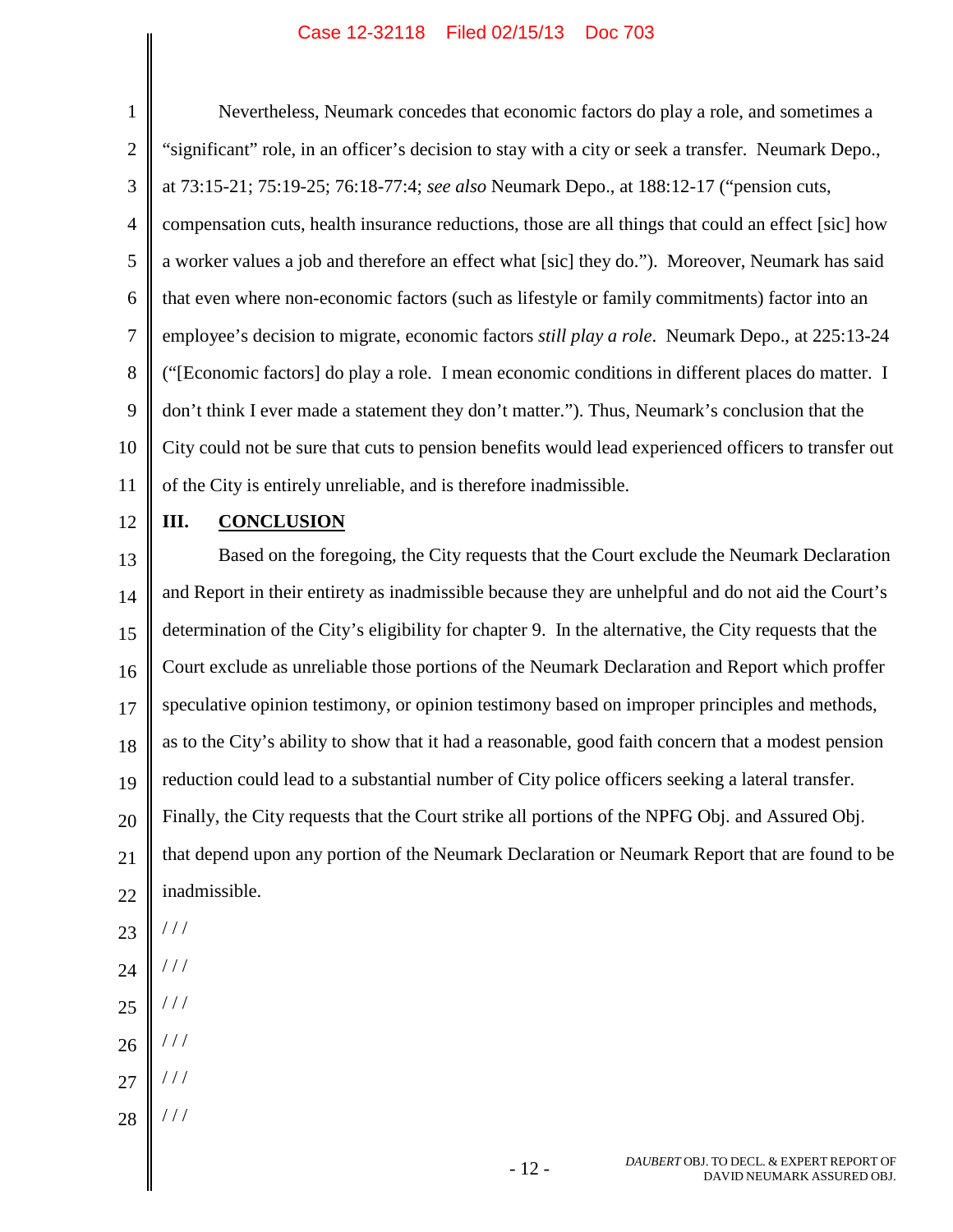Nevertheless, Neumark concedes that economic factors do play a role, and sometimes a "significant" role, in an officer's decision to stay with a city or seek a transfer. Neumark Depo., at 73:15-21; 75:19-25; 76:18-77:4; *see also* Neumark Depo., at 188:12-17 ("pension cuts, compensation cuts, health insurance reductions, those are all things that could an effect [sic] how a worker values a job and therefore an effect what [sic] they do."). Moreover, Neumark has said that even where non-economic factors (such as lifestyle or family commitments) factor into an employee's decision to migrate, economic factors *still play a role*. Neumark Depo., at 225:13-24 ("[Economic factors] do play a role. I mean economic conditions in different places do matter. I don't think I ever made a statement they don't matter."). Thus, Neumark's conclusion that the City could not be sure that cuts to pension benefits would lead experienced officers to transfer out of the City is entirely unreliable, and is therefore inadmissible.

## III. CONCLUSION

Based on the foregoing, the City requests that the Court exclude the Neumark Declaration and Report in their entirety as inadmissible because they are unhelpful and do not aid the Court's determination of the City's eligibility for chapter 9. In the alternative, the City requests that the Court exclude as unreliable those portions of the Neumark Declaration and Report which proffer speculative opinion testimony, or opinion testimony based on improper principles and methods, as to the City's ability to show that it had a reasonable, good faith concern that a modest pension reduction could lead to a substantial number of City police officers seeking a lateral transfer. Finally, the City requests that the Court strike all portions of the NPFG Obj. and Assured Obj. that depend upon any portion of the Neumark Declaration or Neumark Report that are found to be inadmissible.

/ / /

/ / /

/ / /

/ / /

/ / /

/ / /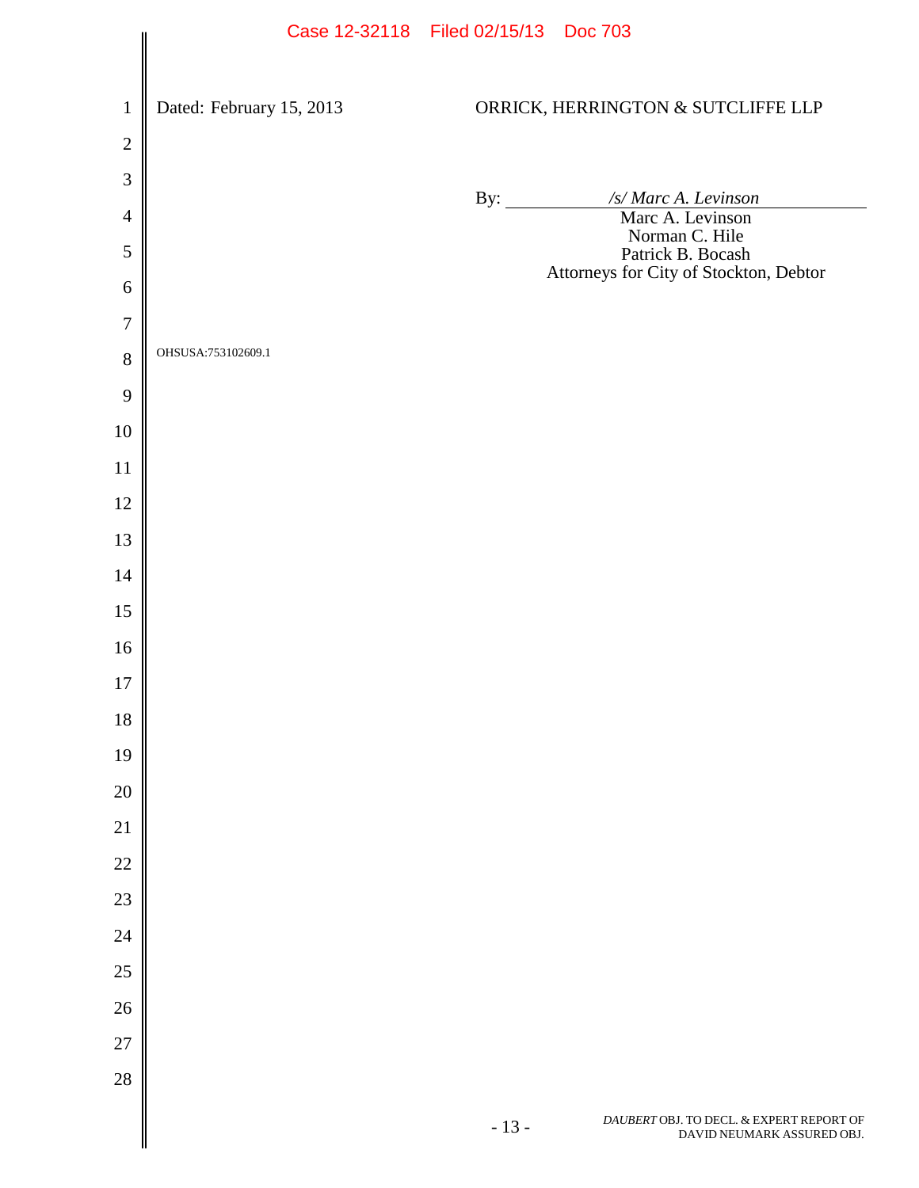Dated: February 15, 2013

ORRICK, HERRINGTON & SUTCLIFFE LLP

By: */s/ Marc A. Levinson*
Marc A. Levinson
Norman C. Hile
Patrick B. Bocash
Attorneys for City of Stockton, Debtor

OHSUSA:753102609.1